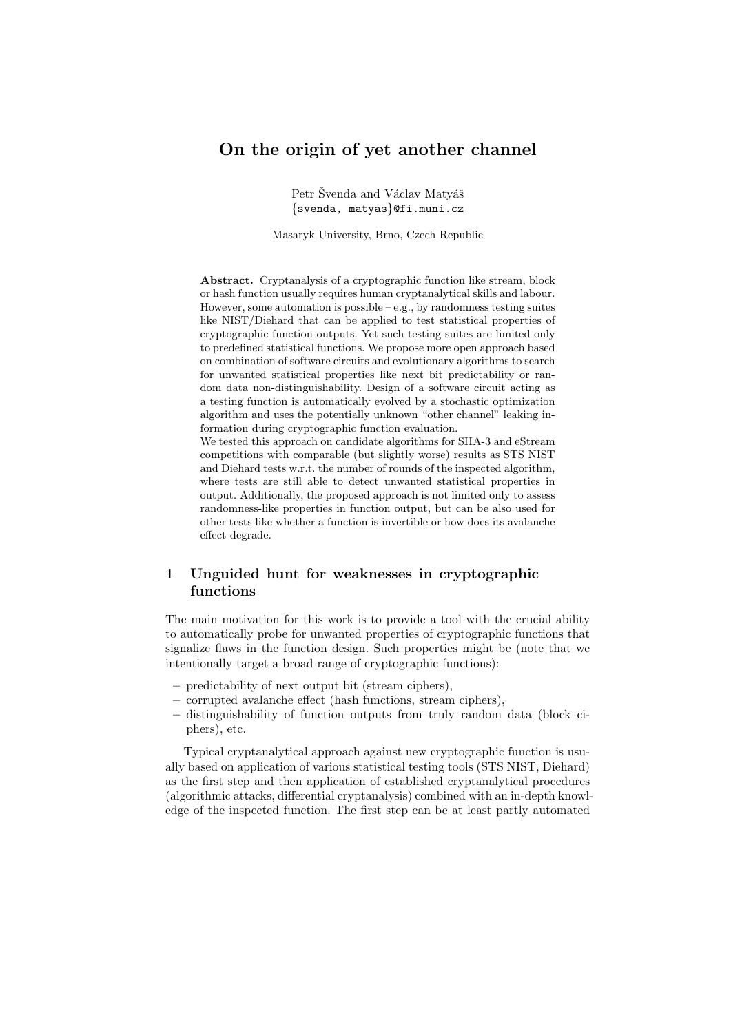# On the origin of yet another channel

Petr Švenda and Václav Matyáš
{svenda, matyas}@fi.muni.cz

Masaryk University, Brno, Czech Republic

**Abstract.** Cryptanalysis of a cryptographic function like stream, block or hash function usually requires human cryptanalytical skills and labour. However, some automation is possible – e.g., by randomness testing suites like NIST/Diehard that can be applied to test statistical properties of cryptographic function outputs. Yet such testing suites are limited only to predefined statistical functions. We propose more open approach based on combination of software circuits and evolutionary algorithms to search for unwanted statistical properties like next bit predictability or random data non-distinguishability. Design of a software circuit acting as a testing function is automatically evolved by a stochastic optimization algorithm and uses the potentially unknown "other channel" leaking information during cryptographic function evaluation.

We tested this approach on candidate algorithms for SHA-3 and eStream competitions with comparable (but slightly worse) results as STS NIST and Diehard tests w.r.t. the number of rounds of the inspected algorithm, where tests are still able to detect unwanted statistical properties in output. Additionally, the proposed approach is not limited only to assess randomness-like properties in function output, but can be also used for other tests like whether a function is invertible or how does its avalanche effect degrade.

## 1 Unguided hunt for weaknesses in cryptographic functions

The main motivation for this work is to provide a tool with the crucial ability to automatically probe for unwanted properties of cryptographic functions that signalize flaws in the function design. Such properties might be (note that we intentionally target a broad range of cryptographic functions):

- predictability of next output bit (stream ciphers),
- corrupted avalanche effect (hash functions, stream ciphers),
- distinguishability of function outputs from truly random data (block ciphers), etc.

Typical cryptanalytical approach against new cryptographic function is usually based on application of various statistical testing tools (STS NIST, Diehard) as the first step and then application of established cryptanalytical procedures (algorithmic attacks, differential cryptanalysis) combined with an in-depth knowledge of the inspected function. The first step can be at least partly automated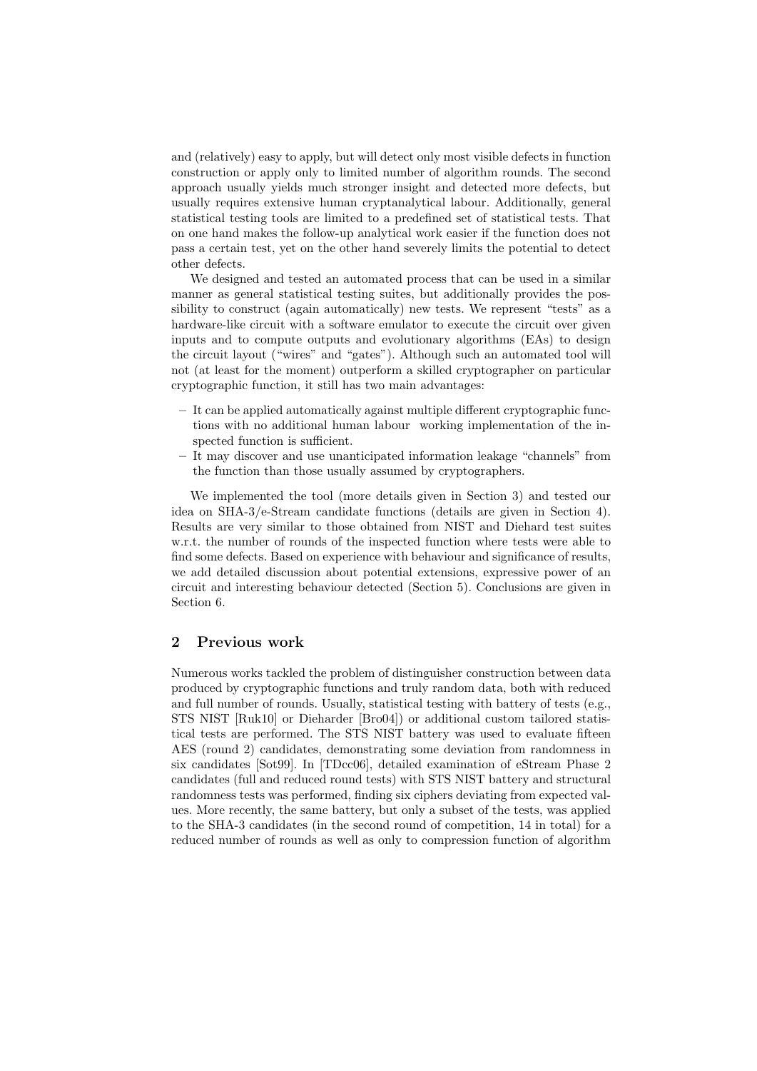and (relatively) easy to apply, but will detect only most visible defects in function construction or apply only to limited number of algorithm rounds. The second approach usually yields much stronger insight and detected more defects, but usually requires extensive human cryptanalytical labour. Additionally, general statistical testing tools are limited to a predefined set of statistical tests. That on one hand makes the follow-up analytical work easier if the function does not pass a certain test, yet on the other hand severely limits the potential to detect other defects.

We designed and tested an automated process that can be used in a similar manner as general statistical testing suites, but additionally provides the possibility to construct (again automatically) new tests. We represent "tests" as a hardware-like circuit with a software emulator to execute the circuit over given inputs and to compute outputs and evolutionary algorithms (EAs) to design the circuit layout ("wires" and "gates"). Although such an automated tool will not (at least for the moment) outperform a skilled cryptographer on particular cryptographic function, it still has two main advantages:

- It can be applied automatically against multiple different cryptographic functions with no additional human labour  working implementation of the inspected function is sufficient.
- It may discover and use unanticipated information leakage "channels" from the function than those usually assumed by cryptographers.

We implemented the tool (more details given in Section 3) and tested our idea on SHA-3/e-Stream candidate functions (details are given in Section 4). Results are very similar to those obtained from NIST and Diehard test suites w.r.t. the number of rounds of the inspected function where tests were able to find some defects. Based on experience with behaviour and significance of results, we add detailed discussion about potential extensions, expressive power of an circuit and interesting behaviour detected (Section 5). Conclusions are given in Section 6.

## 2 Previous work

Numerous works tackled the problem of distinguisher construction between data produced by cryptographic functions and truly random data, both with reduced and full number of rounds. Usually, statistical testing with battery of tests (e.g., STS NIST [Ruk10] or Dieharder [Bro04]) or additional custom tailored statistical tests are performed. The STS NIST battery was used to evaluate fifteen AES (round 2) candidates, demonstrating some deviation from randomness in six candidates [Sot99]. In [TDcc06], detailed examination of eStream Phase 2 candidates (full and reduced round tests) with STS NIST battery and structural randomness tests was performed, finding six ciphers deviating from expected values. More recently, the same battery, but only a subset of the tests, was applied to the SHA-3 candidates (in the second round of competition, 14 in total) for a reduced number of rounds as well as only to compression function of algorithm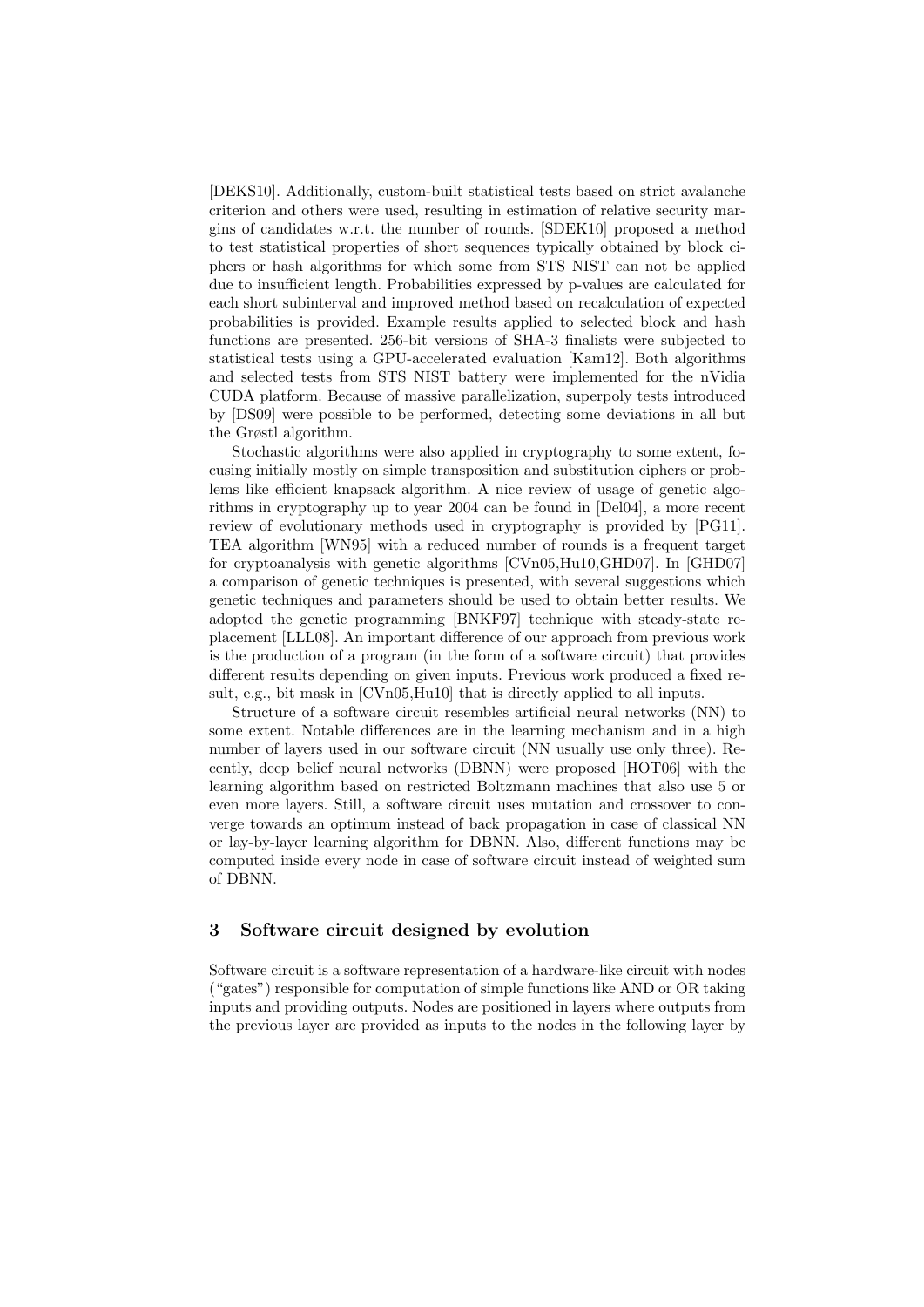[DEKS10]. Additionally, custom-built statistical tests based on strict avalanche criterion and others were used, resulting in estimation of relative security margins of candidates w.r.t. the number of rounds. [SDEK10] proposed a method to test statistical properties of short sequences typically obtained by block ciphers or hash algorithms for which some from STS NIST can not be applied due to insufficient length. Probabilities expressed by p-values are calculated for each short subinterval and improved method based on recalculation of expected probabilities is provided. Example results applied to selected block and hash functions are presented. 256-bit versions of SHA-3 finalists were subjected to statistical tests using a GPU-accelerated evaluation [Kam12]. Both algorithms and selected tests from STS NIST battery were implemented for the nVidia CUDA platform. Because of massive parallelization, superpoly tests introduced by [DS09] were possible to be performed, detecting some deviations in all but the Grøstl algorithm.

Stochastic algorithms were also applied in cryptography to some extent, focusing initially mostly on simple transposition and substitution ciphers or problems like efficient knapsack algorithm. A nice review of usage of genetic algorithms in cryptography up to year 2004 can be found in [Del04], a more recent review of evolutionary methods used in cryptography is provided by [PG11]. TEA algorithm [WN95] with a reduced number of rounds is a frequent target for cryptoanalysis with genetic algorithms [CVn05,Hu10,GHD07]. In [GHD07] a comparison of genetic techniques is presented, with several suggestions which genetic techniques and parameters should be used to obtain better results. We adopted the genetic programming [BNKF97] technique with steady-state replacement [LLL08]. An important difference of our approach from previous work is the production of a program (in the form of a software circuit) that provides different results depending on given inputs. Previous work produced a fixed result, e.g., bit mask in [CVn05,Hu10] that is directly applied to all inputs.

Structure of a software circuit resembles artificial neural networks (NN) to some extent. Notable differences are in the learning mechanism and in a high number of layers used in our software circuit (NN usually use only three). Recently, deep belief neural networks (DBNN) were proposed [HOT06] with the learning algorithm based on restricted Boltzmann machines that also use 5 or even more layers. Still, a software circuit uses mutation and crossover to converge towards an optimum instead of back propagation in case of classical NN or lay-by-layer learning algorithm for DBNN. Also, different functions may be computed inside every node in case of software circuit instead of weighted sum of DBNN.

## 3 Software circuit designed by evolution

Software circuit is a software representation of a hardware-like circuit with nodes ("gates") responsible for computation of simple functions like AND or OR taking inputs and providing outputs. Nodes are positioned in layers where outputs from the previous layer are provided as inputs to the nodes in the following layer by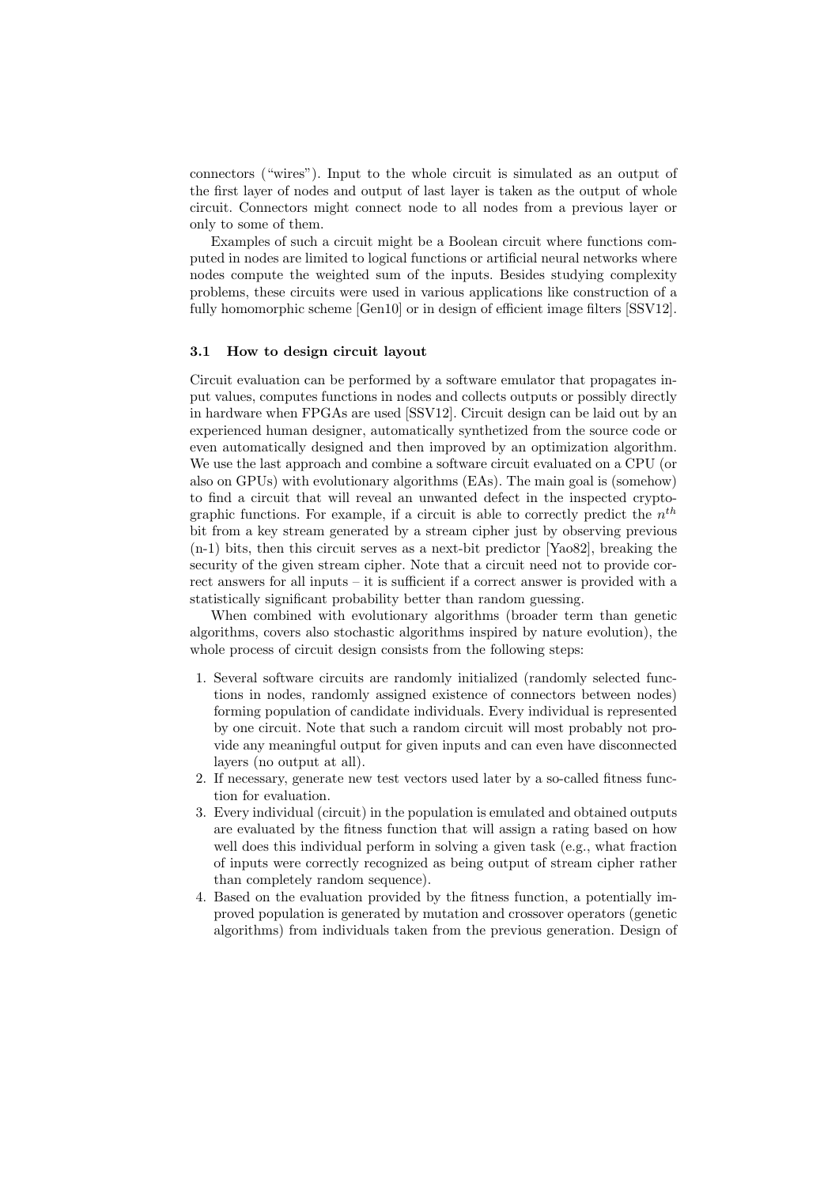connectors ("wires"). Input to the whole circuit is simulated as an output of the first layer of nodes and output of last layer is taken as the output of whole circuit. Connectors might connect node to all nodes from a previous layer or only to some of them.

Examples of such a circuit might be a Boolean circuit where functions computed in nodes are limited to logical functions or artificial neural networks where nodes compute the weighted sum of the inputs. Besides studying complexity problems, these circuits were used in various applications like construction of a fully homomorphic scheme [Gen10] or in design of efficient image filters [SSV12].

### 3.1 How to design circuit layout

Circuit evaluation can be performed by a software emulator that propagates input values, computes functions in nodes and collects outputs or possibly directly in hardware when FPGAs are used [SSV12]. Circuit design can be laid out by an experienced human designer, automatically synthetized from the source code or even automatically designed and then improved by an optimization algorithm. We use the last approach and combine a software circuit evaluated on a CPU (or also on GPUs) with evolutionary algorithms (EAs). The main goal is (somehow) to find a circuit that will reveal an unwanted defect in the inspected cryptographic functions. For example, if a circuit is able to correctly predict the $n^{th}$ bit from a key stream generated by a stream cipher just by observing previous (n-1) bits, then this circuit serves as a next-bit predictor [Yao82], breaking the security of the given stream cipher. Note that a circuit need not to provide correct answers for all inputs – it is sufficient if a correct answer is provided with a statistically significant probability better than random guessing.

When combined with evolutionary algorithms (broader term than genetic algorithms, covers also stochastic algorithms inspired by nature evolution), the whole process of circuit design consists from the following steps:

1. Several software circuits are randomly initialized (randomly selected functions in nodes, randomly assigned existence of connectors between nodes) forming population of candidate individuals. Every individual is represented by one circuit. Note that such a random circuit will most probably not provide any meaningful output for given inputs and can even have disconnected layers (no output at all).
2. If necessary, generate new test vectors used later by a so-called fitness function for evaluation.
3. Every individual (circuit) in the population is emulated and obtained outputs are evaluated by the fitness function that will assign a rating based on how well does this individual perform in solving a given task (e.g., what fraction of inputs were correctly recognized as being output of stream cipher rather than completely random sequence).
4. Based on the evaluation provided by the fitness function, a potentially improved population is generated by mutation and crossover operators (genetic algorithms) from individuals taken from the previous generation. Design of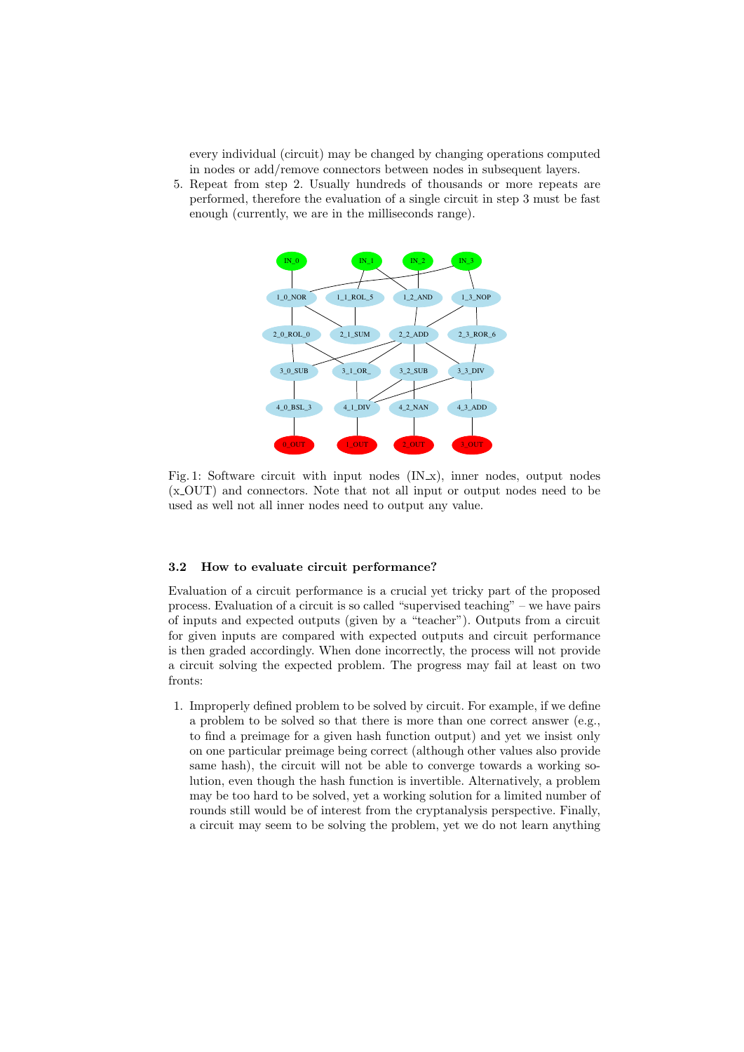every individual (circuit) may be changed by changing operations computed in nodes or add/remove connectors between nodes in subsequent layers.

5. Repeat from step 2. Usually hundreds of thousands or more repeats are performed, therefore the evaluation of a single circuit in step 3 must be fast enough (currently, we are in the milliseconds range).

Fig. 1: Software circuit with input nodes (IN_x), inner nodes, output nodes (x_OUT) and connectors. Note that not all input or output nodes need to be used as well not all inner nodes need to output any value.

### 3.2 How to evaluate circuit performance?

Evaluation of a circuit performance is a crucial yet tricky part of the proposed process. Evaluation of a circuit is so called "supervised teaching" – we have pairs of inputs and expected outputs (given by a "teacher"). Outputs from a circuit for given inputs are compared with expected outputs and circuit performance is then graded accordingly. When done incorrectly, the process will not provide a circuit solving the expected problem. The progress may fail at least on two fronts:

1. Improperly defined problem to be solved by circuit. For example, if we define a problem to be solved so that there is more than one correct answer (e.g., to find a preimage for a given hash function output) and yet we insist only on one particular preimage being correct (although other values also provide same hash), the circuit will not be able to converge towards a working solution, even though the hash function is invertible. Alternatively, a problem may be too hard to be solved, yet a working solution for a limited number of rounds still would be of interest from the cryptanalysis perspective. Finally, a circuit may seem to be solving the problem, yet we do not learn anything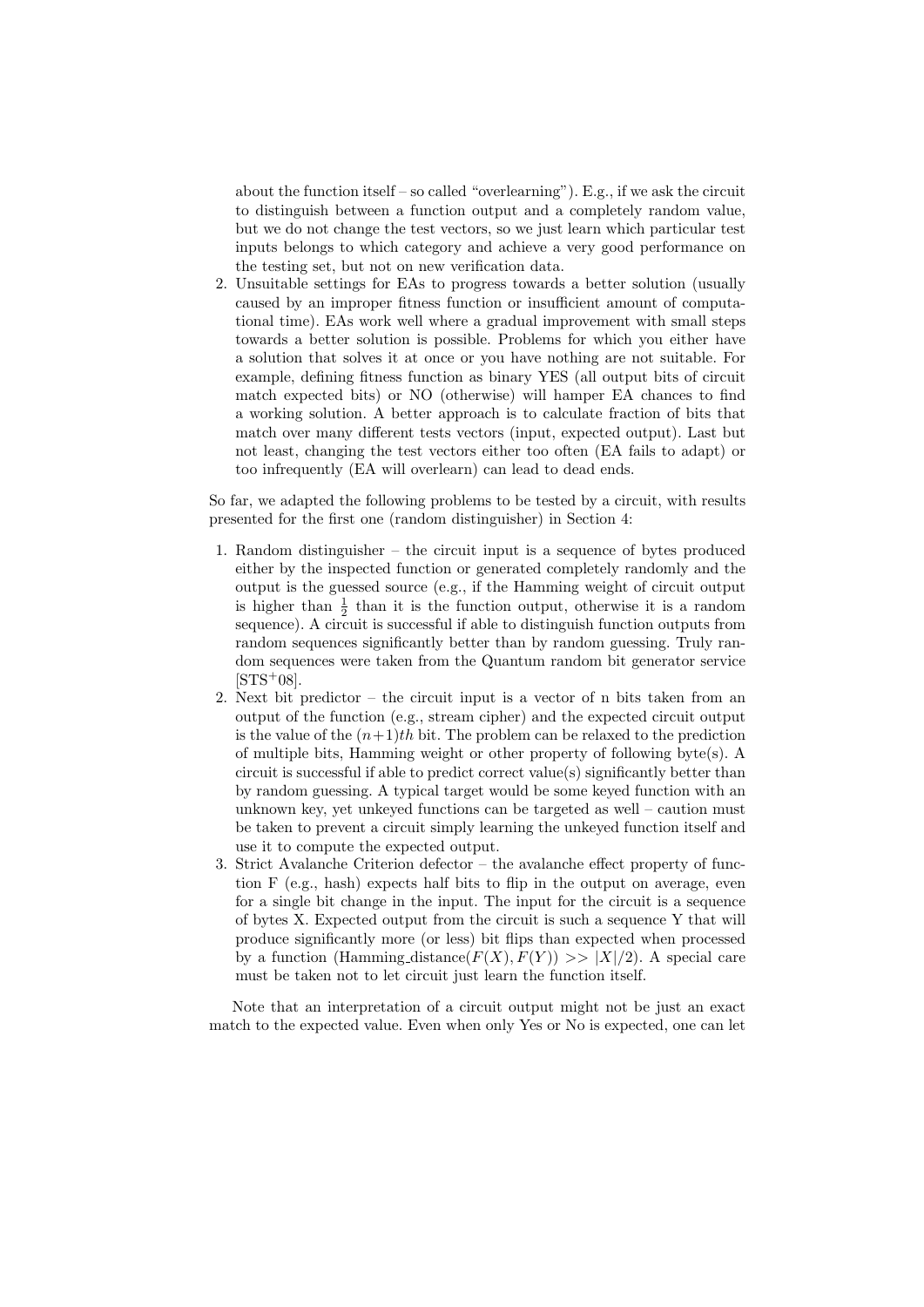about the function itself – so called "overlearning"). E.g., if we ask the circuit to distinguish between a function output and a completely random value, but we do not change the test vectors, so we just learn which particular test inputs belongs to which category and achieve a very good performance on the testing set, but not on new verification data.

2. Unsuitable settings for EAs to progress towards a better solution (usually caused by an improper fitness function or insufficient amount of computational time). EAs work well where a gradual improvement with small steps towards a better solution is possible. Problems for which you either have a solution that solves it at once or you have nothing are not suitable. For example, defining fitness function as binary YES (all output bits of circuit match expected bits) or NO (otherwise) will hamper EA chances to find a working solution. A better approach is to calculate fraction of bits that match over many different tests vectors (input, expected output). Last but not least, changing the test vectors either too often (EA fails to adapt) or too infrequently (EA will overlearn) can lead to dead ends.

So far, we adapted the following problems to be tested by a circuit, with results presented for the first one (random distinguisher) in Section 4:

1. Random distinguisher – the circuit input is a sequence of bytes produced either by the inspected function or generated completely randomly and the output is the guessed source (e.g., if the Hamming weight of circuit output is higher than $\frac{1}{2}$ than it is the function output, otherwise it is a random sequence). A circuit is successful if able to distinguish function outputs from random sequences significantly better than by random guessing. Truly random sequences were taken from the Quantum random bit generator service [STS+08].
2. Next bit predictor – the circuit input is a vector of n bits taken from an output of the function (e.g., stream cipher) and the expected circuit output is the value of the $(n+1)th$ bit. The problem can be relaxed to the prediction of multiple bits, Hamming weight or other property of following byte(s). A circuit is successful if able to predict correct value(s) significantly better than by random guessing. A typical target would be some keyed function with an unknown key, yet unkeyed functions can be targeted as well – caution must be taken to prevent a circuit simply learning the unkeyed function itself and use it to compute the expected output.
3. Strict Avalanche Criterion defector – the avalanche effect property of function F (e.g., hash) expects half bits to flip in the output on average, even for a single bit change in the input. The input for the circuit is a sequence of bytes X. Expected output from the circuit is such a sequence Y that will produce significantly more (or less) bit flips than expected when processed by a function (Hamming_distance$(F(X), F(Y)) >> |X|/2$). A special care must be taken not to let circuit just learn the function itself.

Note that an interpretation of a circuit output might not be just an exact match to the expected value. Even when only Yes or No is expected, one can let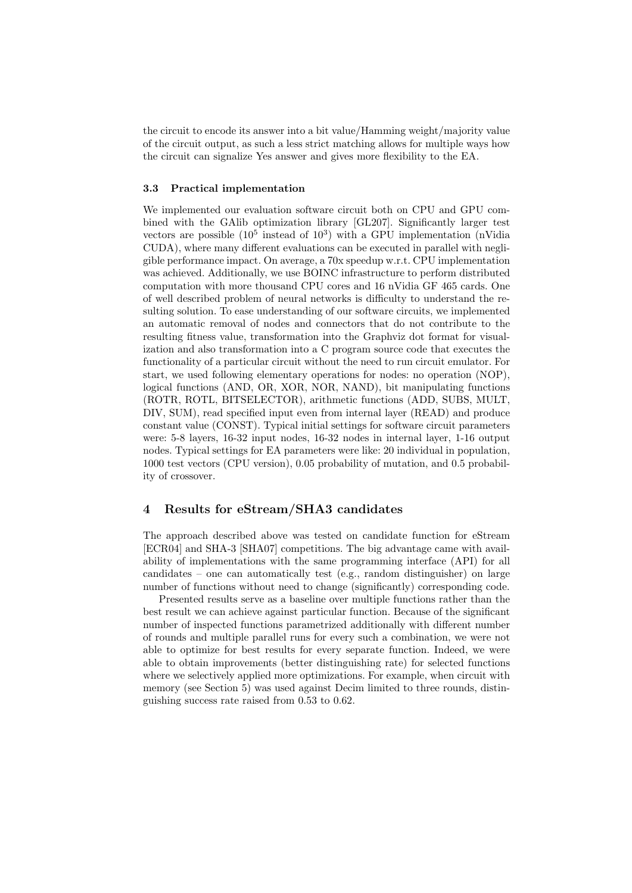the circuit to encode its answer into a bit value/Hamming weight/majority value of the circuit output, as such a less strict matching allows for multiple ways how the circuit can signalize Yes answer and gives more flexibility to the EA.

### 3.3 Practical implementation

We implemented our evaluation software circuit both on CPU and GPU combined with the GAlib optimization library [GL207]. Significantly larger test vectors are possible ($10^5$ instead of $10^3$) with a GPU implementation (nVidia CUDA), where many different evaluations can be executed in parallel with negligible performance impact. On average, a 70x speedup w.r.t. CPU implementation was achieved. Additionally, we use BOINC infrastructure to perform distributed computation with more thousand CPU cores and 16 nVidia GF 465 cards. One of well described problem of neural networks is difficulty to understand the resulting solution. To ease understanding of our software circuits, we implemented an automatic removal of nodes and connectors that do not contribute to the resulting fitness value, transformation into the Graphviz dot format for visualization and also transformation into a C program source code that executes the functionality of a particular circuit without the need to run circuit emulator. For start, we used following elementary operations for nodes: no operation (NOP), logical functions (AND, OR, XOR, NOR, NAND), bit manipulating functions (ROTR, ROTL, BITSELECTOR), arithmetic functions (ADD, SUBS, MULT, DIV, SUM), read specified input even from internal layer (READ) and produce constant value (CONST). Typical initial settings for software circuit parameters were: 5-8 layers, 16-32 input nodes, 16-32 nodes in internal layer, 1-16 output nodes. Typical settings for EA parameters were like: 20 individual in population, 1000 test vectors (CPU version), 0.05 probability of mutation, and 0.5 probability of crossover.

## 4 Results for eStream/SHA3 candidates

The approach described above was tested on candidate function for eStream [ECR04] and SHA-3 [SHA07] competitions. The big advantage came with availability of implementations with the same programming interface (API) for all candidates – one can automatically test (e.g., random distinguisher) on large number of functions without need to change (significantly) corresponding code.

Presented results serve as a baseline over multiple functions rather than the best result we can achieve against particular function. Because of the significant number of inspected functions parametrized additionally with different number of rounds and multiple parallel runs for every such a combination, we were not able to optimize for best results for every separate function. Indeed, we were able to obtain improvements (better distinguishing rate) for selected functions where we selectively applied more optimizations. For example, when circuit with memory (see Section 5) was used against Decim limited to three rounds, distinguishing success rate raised from 0.53 to 0.62.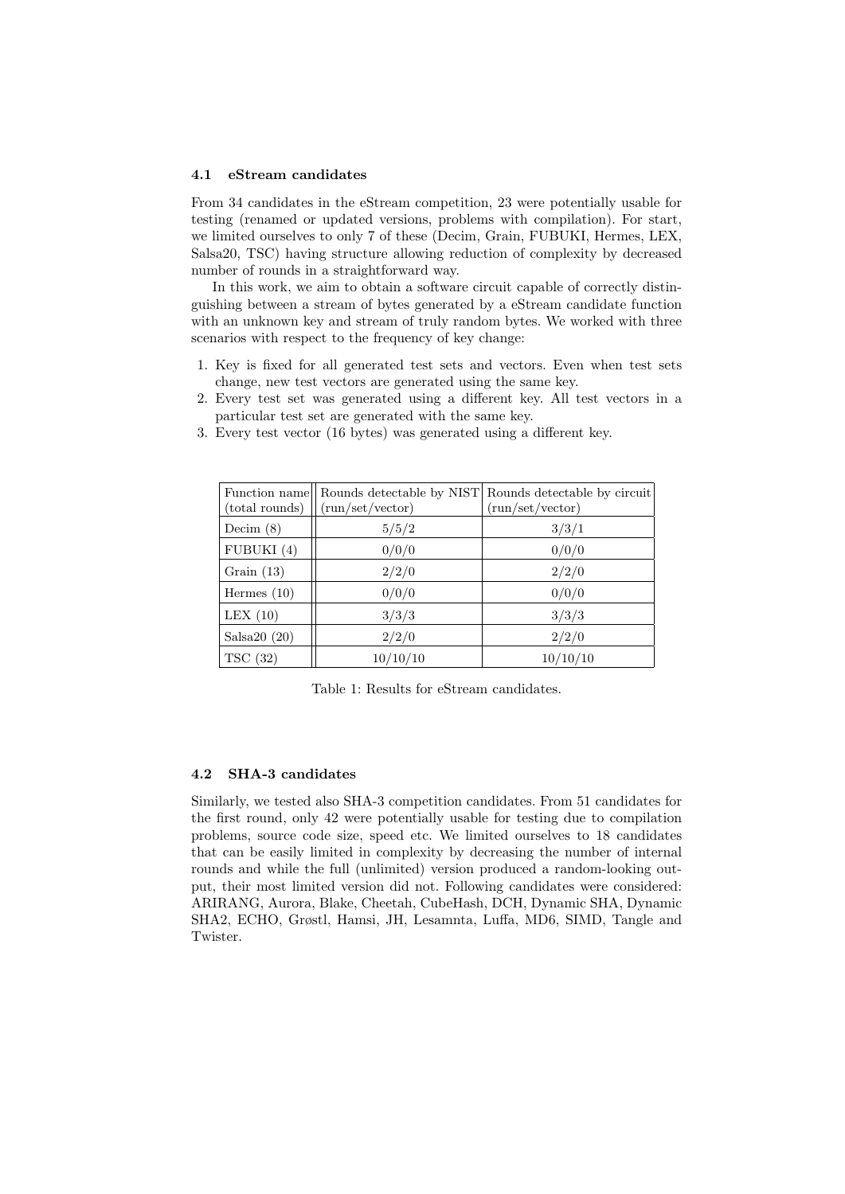### 4.1 eStream candidates

From 34 candidates in the eStream competition, 23 were potentially usable for testing (renamed or updated versions, problems with compilation). For start, we limited ourselves to only 7 of these (Decim, Grain, FUBUKI, Hermes, LEX, Salsa20, TSC) having structure allowing reduction of complexity by decreased number of rounds in a straightforward way.

In this work, we aim to obtain a software circuit capable of correctly distinguishing between a stream of bytes generated by a eStream candidate function with an unknown key and stream of truly random bytes. We worked with three scenarios with respect to the frequency of key change:

1. Key is fixed for all generated test sets and vectors. Even when test sets change, new test vectors are generated using the same key.
2. Every test set was generated using a different key. All test vectors in a particular test set are generated with the same key.
3. Every test vector (16 bytes) was generated using a different key.

| Function name (total rounds) | Rounds detectable by NIST (run/set/vector) | Rounds detectable by circuit (run/set/vector) |
|---|---|---|
| Decim (8) | 5/5/2 | 3/3/1 |
| FUBUKI (4) | 0/0/0 | 0/0/0 |
| Grain (13) | 2/2/0 | 2/2/0 |
| Hermes (10) | 0/0/0 | 0/0/0 |
| LEX (10) | 3/3/3 | 3/3/3 |
| Salsa20 (20) | 2/2/0 | 2/2/0 |
| TSC (32) | 10/10/10 | 10/10/10 |

Table 1: Results for eStream candidates.

### 4.2 SHA-3 candidates

Similarly, we tested also SHA-3 competition candidates. From 51 candidates for the first round, only 42 were potentially usable for testing due to compilation problems, source code size, speed etc. We limited ourselves to 18 candidates that can be easily limited in complexity by decreasing the number of internal rounds and while the full (unlimited) version produced a random-looking output, their most limited version did not. Following candidates were considered: ARIRANG, Aurora, Blake, Cheetah, CubeHash, DCH, Dynamic SHA, Dynamic SHA2, ECHO, Grøstl, Hamsi, JH, Lesamnta, Luffa, MD6, SIMD, Tangle and Twister.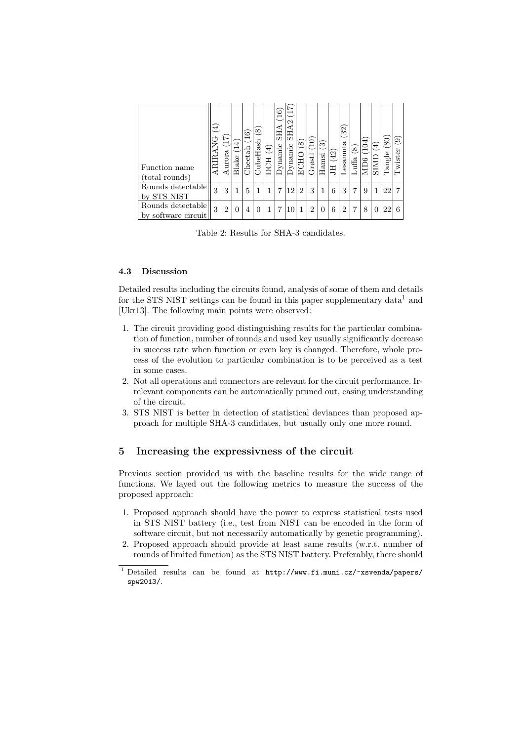| Function name (total rounds) | ARIRANG (4) | Aurora (17) | Blake (14) | Cheetah (16) | CubeHash (8) | DCH (4) | Dynamic SHA (16) | Dynamic SHA2 (17) | ECHO (8) | Grøstl (10) | Hamsi (3) | JH (42) | Lesamnta (32) | Luffa (8) | MD6 (104) | SIMD (4) | Tangle (80) | Twister (9) |
|---|---|---|---|---|---|---|---|---|---|---|---|---|---|---|---|---|---|---|
| Rounds detectable by STS NIST | 3 | 3 | 1 | 5 | 1 | 1 | 7 | 12 | 2 | 3 | 1 | 6 | 3 | 7 | 9 | 1 | 22 | 7 |
| Rounds detectable by software circuit | 3 | 2 | 0 | 4 | 0 | 1 | 7 | 10 | 1 | 2 | 0 | 6 | 2 | 7 | 8 | 0 | 22 | 6 |

Table 2: Results for SHA-3 candidates.

### 4.3 Discussion

Detailed results including the circuits found, analysis of some of them and details for the STS NIST settings can be found in this paper supplementary data[1] and [Ukr13]. The following main points were observed:

1. The circuit providing good distinguishing results for the particular combination of function, number of rounds and used key usually significantly decrease in success rate when function or even key is changed. Therefore, whole process of the evolution to particular combination is to be perceived as a test in some cases.
2. Not all operations and connectors are relevant for the circuit performance. Irrelevant components can be automatically pruned out, easing understanding of the circuit.
3. STS NIST is better in detection of statistical deviances than proposed approach for multiple SHA-3 candidates, but usually only one more round.

## 5 Increasing the expressivness of the circuit

Previous section provided us with the baseline results for the wide range of functions. We layed out the following metrics to measure the success of the proposed approach:

1. Proposed approach should have the power to express statistical tests used in STS NIST battery (i.e., test from NIST can be encoded in the form of software circuit, but not necessarily automatically by genetic programming).
2. Proposed approach should provide at least same results (w.r.t. number of rounds of limited function) as the STS NIST battery. Preferably, there should

[1] Detailed results can be found at http://www.fi.muni.cz/~xsvenda/papers/spw2013/.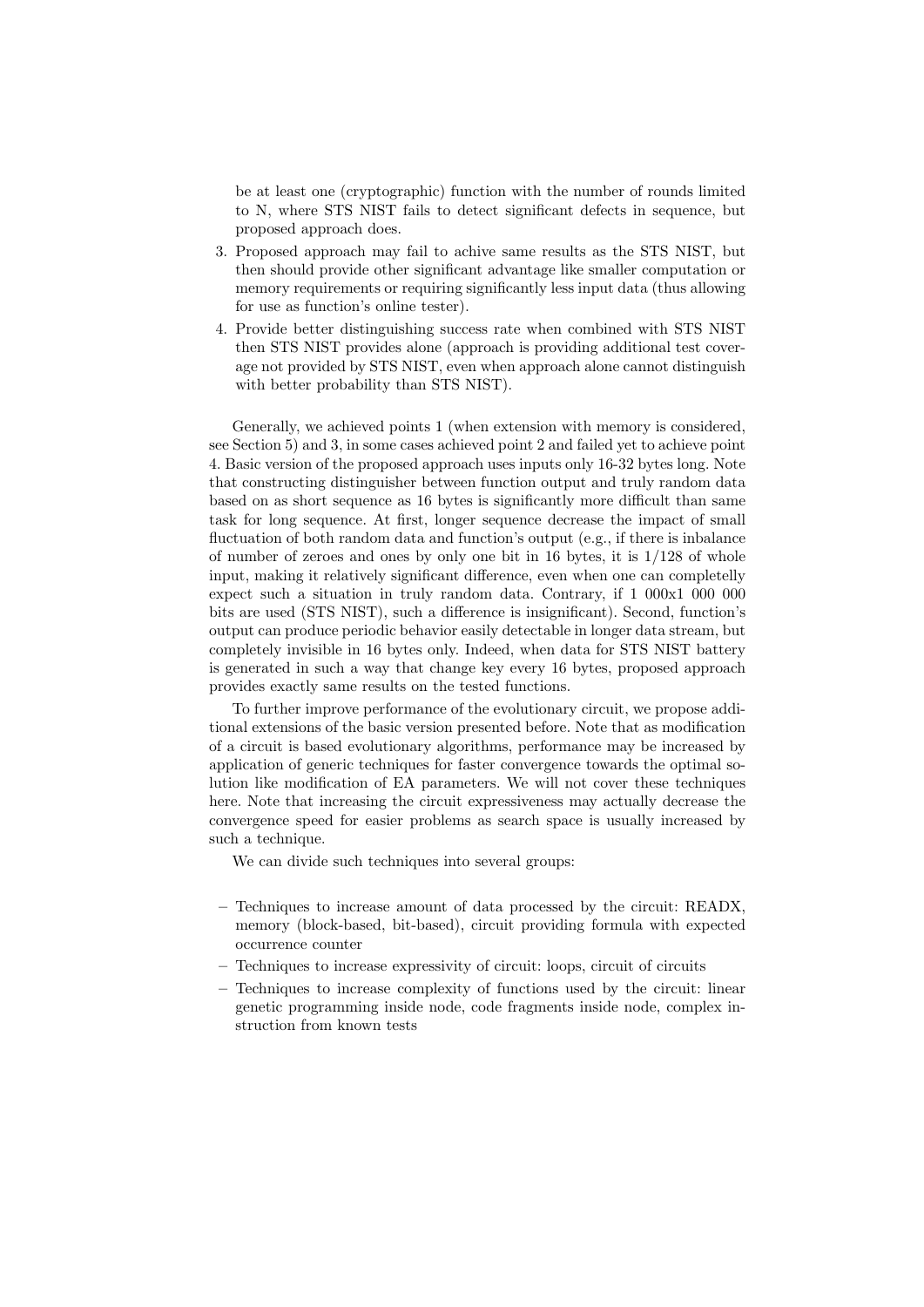be at least one (cryptographic) function with the number of rounds limited to N, where STS NIST fails to detect significant defects in sequence, but proposed approach does.

3. Proposed approach may fail to achive same results as the STS NIST, but then should provide other significant advantage like smaller computation or memory requirements or requiring significantly less input data (thus allowing for use as function's online tester).
4. Provide better distinguishing success rate when combined with STS NIST then STS NIST provides alone (approach is providing additional test coverage not provided by STS NIST, even when approach alone cannot distinguish with better probability than STS NIST).

Generally, we achieved points 1 (when extension with memory is considered, see Section 5) and 3, in some cases achieved point 2 and failed yet to achieve point 4. Basic version of the proposed approach uses inputs only 16-32 bytes long. Note that constructing distinguisher between function output and truly random data based on as short sequence as 16 bytes is significantly more difficult than same task for long sequence. At first, longer sequence decrease the impact of small fluctuation of both random data and function's output (e.g., if there is inbalance of number of zeroes and ones by only one bit in 16 bytes, it is 1/128 of whole input, making it relatively significant difference, even when one can completelly expect such a situation in truly random data. Contrary, if 1 000x1 000 000 bits are used (STS NIST), such a difference is insignificant). Second, function's output can produce periodic behavior easily detectable in longer data stream, but completely invisible in 16 bytes only. Indeed, when data for STS NIST battery is generated in such a way that change key every 16 bytes, proposed approach provides exactly same results on the tested functions.

To further improve performance of the evolutionary circuit, we propose additional extensions of the basic version presented before. Note that as modification of a circuit is based evolutionary algorithms, performance may be increased by application of generic techniques for faster convergence towards the optimal solution like modification of EA parameters. We will not cover these techniques here. Note that increasing the circuit expressiveness may actually decrease the convergence speed for easier problems as search space is usually increased by such a technique.

We can divide such techniques into several groups:

- Techniques to increase amount of data processed by the circuit: READX, memory (block-based, bit-based), circuit providing formula with expected occurrence counter
- Techniques to increase expressivity of circuit: loops, circuit of circuits
- Techniques to increase complexity of functions used by the circuit: linear genetic programming inside node, code fragments inside node, complex instruction from known tests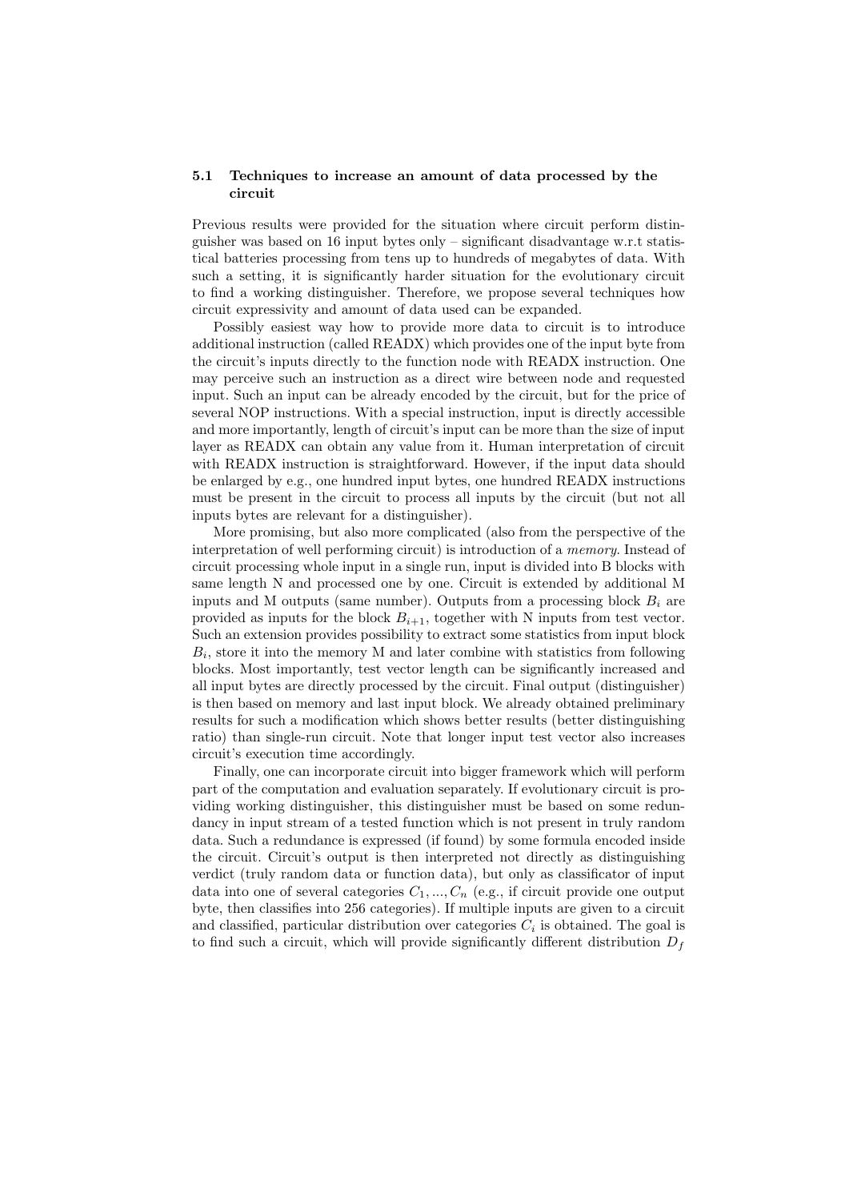### 5.1 Techniques to increase an amount of data processed by the circuit

Previous results were provided for the situation where circuit perform distinguisher was based on 16 input bytes only – significant disadvantage w.r.t statistical batteries processing from tens up to hundreds of megabytes of data. With such a setting, it is significantly harder situation for the evolutionary circuit to find a working distinguisher. Therefore, we propose several techniques how circuit expressivity and amount of data used can be expanded.

Possibly easiest way how to provide more data to circuit is to introduce additional instruction (called READX) which provides one of the input byte from the circuit's inputs directly to the function node with READX instruction. One may perceive such an instruction as a direct wire between node and requested input. Such an input can be already encoded by the circuit, but for the price of several NOP instructions. With a special instruction, input is directly accessible and more importantly, length of circuit's input can be more than the size of input layer as READX can obtain any value from it. Human interpretation of circuit with READX instruction is straightforward. However, if the input data should be enlarged by e.g., one hundred input bytes, one hundred READX instructions must be present in the circuit to process all inputs by the circuit (but not all inputs bytes are relevant for a distinguisher).

More promising, but also more complicated (also from the perspective of the interpretation of well performing circuit) is introduction of a *memory*. Instead of circuit processing whole input in a single run, input is divided into B blocks with same length N and processed one by one. Circuit is extended by additional M inputs and M outputs (same number). Outputs from a processing block $B_i$ are provided as inputs for the block $B_{i+1}$, together with N inputs from test vector. Such an extension provides possibility to extract some statistics from input block $B_i$, store it into the memory M and later combine with statistics from following blocks. Most importantly, test vector length can be significantly increased and all input bytes are directly processed by the circuit. Final output (distinguisher) is then based on memory and last input block. We already obtained preliminary results for such a modification which shows better results (better distinguishing ratio) than single-run circuit. Note that longer input test vector also increases circuit's execution time accordingly.

Finally, one can incorporate circuit into bigger framework which will perform part of the computation and evaluation separately. If evolutionary circuit is providing working distinguisher, this distinguisher must be based on some redundancy in input stream of a tested function which is not present in truly random data. Such a redundance is expressed (if found) by some formula encoded inside the circuit. Circuit's output is then interpreted not directly as distinguishing verdict (truly random data or function data), but only as classificator of input data into one of several categories $C_1, ..., C_n$ (e.g., if circuit provide one output byte, then classifies into 256 categories). If multiple inputs are given to a circuit and classified, particular distribution over categories $C_i$ is obtained. The goal is to find such a circuit, which will provide significantly different distribution $D_f$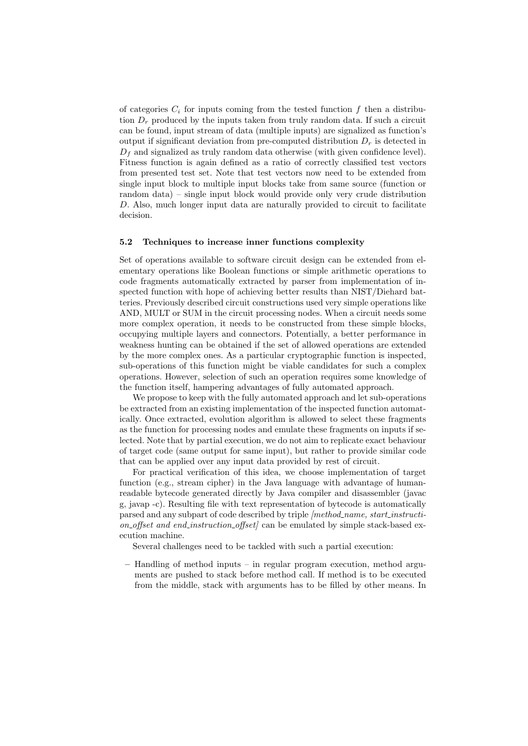of categories $C_i$ for inputs coming from the tested function $f$ then a distribution $D_r$ produced by the inputs taken from truly random data. If such a circuit can be found, input stream of data (multiple inputs) are signalized as function's output if significant deviation from pre-computed distribution $D_r$ is detected in $D_f$ and signalized as truly random data otherwise (with given confidence level). Fitness function is again defined as a ratio of correctly classified test vectors from presented test set. Note that test vectors now need to be extended from single input block to multiple input blocks take from same source (function or random data) – single input block would provide only very crude distribution $D$. Also, much longer input data are naturally provided to circuit to facilitate decision.

### 5.2 Techniques to increase inner functions complexity

Set of operations available to software circuit design can be extended from elementary operations like Boolean functions or simple arithmetic operations to code fragments automatically extracted by parser from implementation of inspected function with hope of achieving better results than NIST/Diehard batteries. Previously described circuit constructions used very simple operations like AND, MULT or SUM in the circuit processing nodes. When a circuit needs some more complex operation, it needs to be constructed from these simple blocks, occupying multiple layers and connectors. Potentially, a better performance in weakness hunting can be obtained if the set of allowed operations are extended by the more complex ones. As a particular cryptographic function is inspected, sub-operations of this function might be viable candidates for such a complex operations. However, selection of such an operation requires some knowledge of the function itself, hampering advantages of fully automated approach.

We propose to keep with the fully automated approach and let sub-operations be extracted from an existing implementation of the inspected function automatically. Once extracted, evolution algorithm is allowed to select these fragments as the function for processing nodes and emulate these fragments on inputs if selected. Note that by partial execution, we do not aim to replicate exact behaviour of target code (same output for same input), but rather to provide similar code that can be applied over any input data provided by rest of circuit.

For practical verification of this idea, we choose implementation of target function (e.g., stream cipher) in the Java language with advantage of human-readable bytecode generated directly by Java compiler and disassembler (javac g, javap -c). Resulting file with text representation of bytecode is automatically parsed and any subpart of code described by triple *[method_name, start_instruction_offset and end_instruction_offset]* can be emulated by simple stack-based execution machine.

Several challenges need to be tackled with such a partial execution:

- Handling of method inputs – in regular program execution, method arguments are pushed to stack before method call. If method is to be executed from the middle, stack with arguments has to be filled by other means. In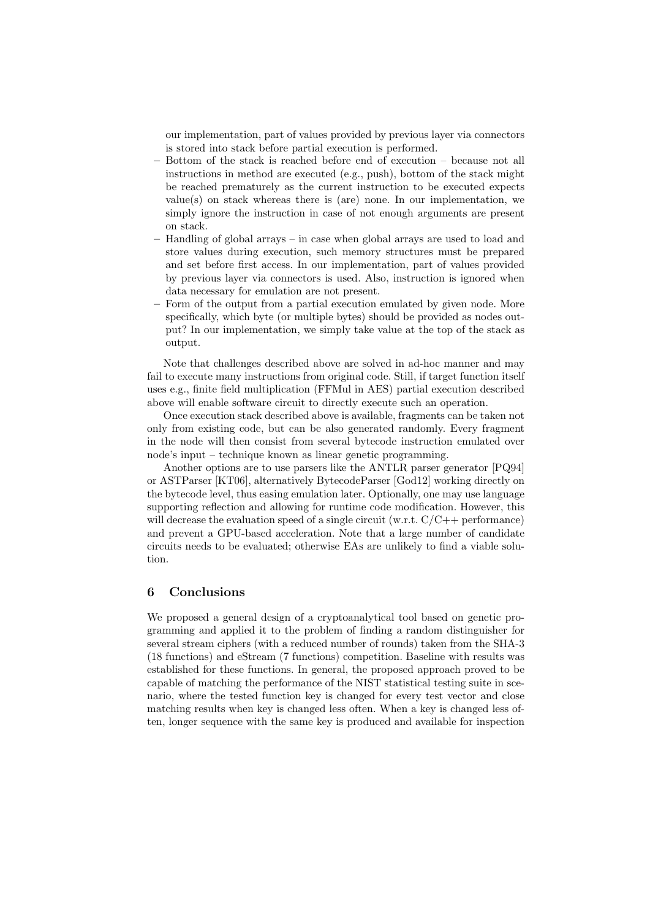our implementation, part of values provided by previous layer via connectors is stored into stack before partial execution is performed.

- Bottom of the stack is reached before end of execution – because not all instructions in method are executed (e.g., push), bottom of the stack might be reached prematurely as the current instruction to be executed expects value(s) on stack whereas there is (are) none. In our implementation, we simply ignore the instruction in case of not enough arguments are present on stack.
- Handling of global arrays – in case when global arrays are used to load and store values during execution, such memory structures must be prepared and set before first access. In our implementation, part of values provided by previous layer via connectors is used. Also, instruction is ignored when data necessary for emulation are not present.
- Form of the output from a partial execution emulated by given node. More specifically, which byte (or multiple bytes) should be provided as nodes output? In our implementation, we simply take value at the top of the stack as output.

Note that challenges described above are solved in ad-hoc manner and may fail to execute many instructions from original code. Still, if target function itself uses e.g., finite field multiplication (FFMul in AES) partial execution described above will enable software circuit to directly execute such an operation.

Once execution stack described above is available, fragments can be taken not only from existing code, but can be also generated randomly. Every fragment in the node will then consist from several bytecode instruction emulated over node's input – technique known as linear genetic programming.

Another options are to use parsers like the ANTLR parser generator [PQ94] or ASTParser [KT06], alternatively BytecodeParser [God12] working directly on the bytecode level, thus easing emulation later. Optionally, one may use language supporting reflection and allowing for runtime code modification. However, this will decrease the evaluation speed of a single circuit (w.r.t. C/C++ performance) and prevent a GPU-based acceleration. Note that a large number of candidate circuits needs to be evaluated; otherwise EAs are unlikely to find a viable solution.

## 6 Conclusions

We proposed a general design of a cryptoanalytical tool based on genetic programming and applied it to the problem of finding a random distinguisher for several stream ciphers (with a reduced number of rounds) taken from the SHA-3 (18 functions) and eStream (7 functions) competition. Baseline with results was established for these functions. In general, the proposed approach proved to be capable of matching the performance of the NIST statistical testing suite in scenario, where the tested function key is changed for every test vector and close matching results when key is changed less often. When a key is changed less often, longer sequence with the same key is produced and available for inspection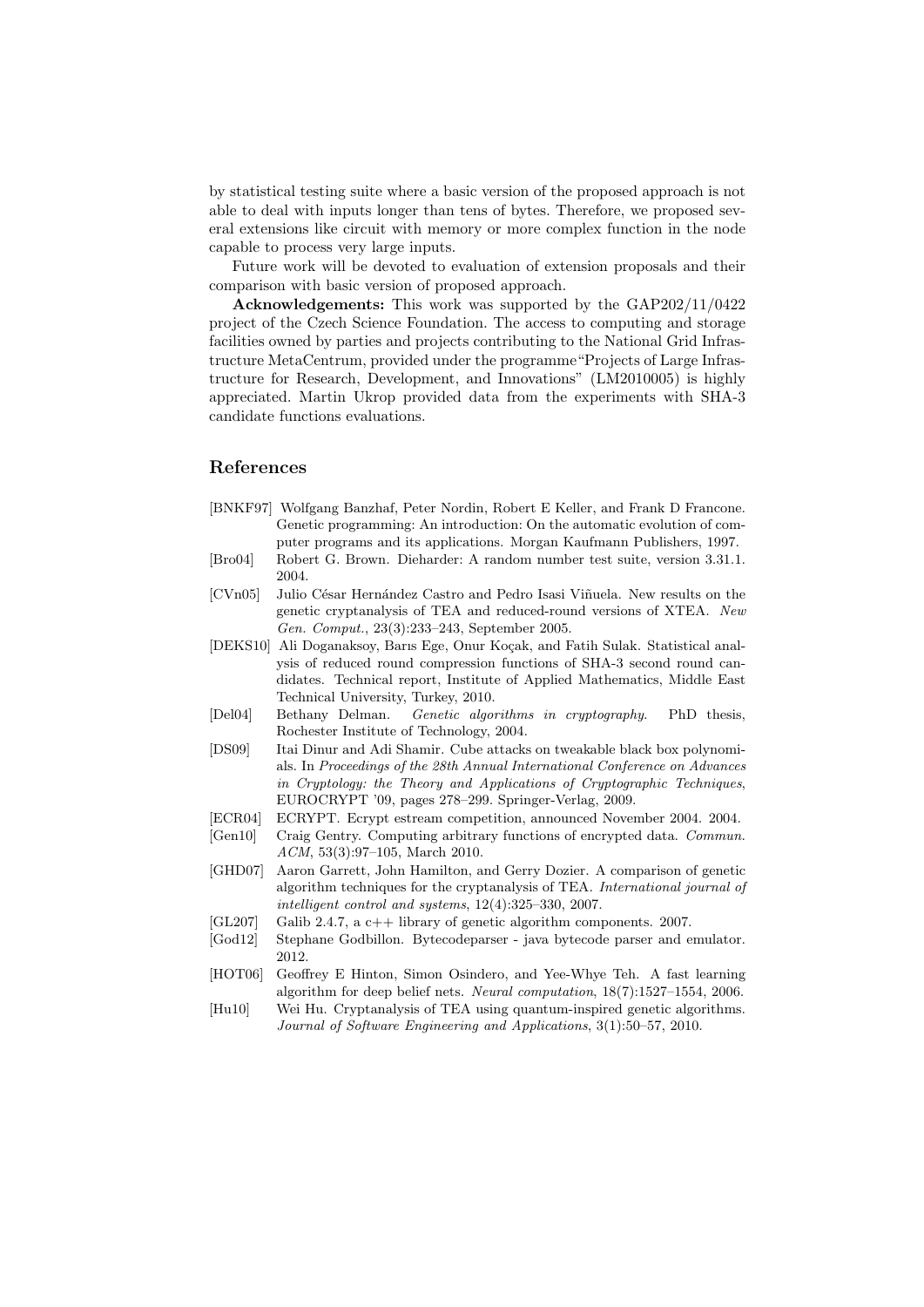by statistical testing suite where a basic version of the proposed approach is not able to deal with inputs longer than tens of bytes. Therefore, we proposed several extensions like circuit with memory or more complex function in the node capable to process very large inputs.

Future work will be devoted to evaluation of extension proposals and their comparison with basic version of proposed approach.

**Acknowledgements:** This work was supported by the GAP202/11/0422 project of the Czech Science Foundation. The access to computing and storage facilities owned by parties and projects contributing to the National Grid Infrastructure MetaCentrum, provided under the programme"Projects of Large Infrastructure for Research, Development, and Innovations" (LM2010005) is highly appreciated. Martin Ukrop provided data from the experiments with SHA-3 candidate functions evaluations.

## References

- [BNKF97] Wolfgang Banzhaf, Peter Nordin, Robert E Keller, and Frank D Francone. Genetic programming: An introduction: On the automatic evolution of computer programs and its applications. Morgan Kaufmann Publishers, 1997.
- [Bro04] Robert G. Brown. Dieharder: A random number test suite, version 3.31.1. 2004.
- [CVn05] Julio César Hernández Castro and Pedro Isasi Viñuela. New results on the genetic cryptanalysis of TEA and reduced-round versions of XTEA. *New Gen. Comput.*, 23(3):233–243, September 2005.
- [DEKS10] Ali Doganaksoy, Barıs Ege, Onur Koçak, and Fatih Sulak. Statistical analysis of reduced round compression functions of SHA-3 second round candidates. Technical report, Institute of Applied Mathematics, Middle East Technical University, Turkey, 2010.
- [Del04] Bethany Delman. *Genetic algorithms in cryptography*. PhD thesis, Rochester Institute of Technology, 2004.
- [DS09] Itai Dinur and Adi Shamir. Cube attacks on tweakable black box polynomials. In *Proceedings of the 28th Annual International Conference on Advances in Cryptology: the Theory and Applications of Cryptographic Techniques*, EUROCRYPT '09, pages 278–299. Springer-Verlag, 2009.
- [ECR04] ECRYPT. Ecrypt estream competition, announced November 2004. 2004.
- [Gen10] Craig Gentry. Computing arbitrary functions of encrypted data. *Commun. ACM*, 53(3):97–105, March 2010.
- [GHD07] Aaron Garrett, John Hamilton, and Gerry Dozier. A comparison of genetic algorithm techniques for the cryptanalysis of TEA. *International journal of intelligent control and systems*, 12(4):325–330, 2007.
- [GL207] Galib 2.4.7, a c++ library of genetic algorithm components. 2007.
- [God12] Stephane Godbillon. Bytecodeparser - java bytecode parser and emulator. 2012.
- [HOT06] Geoffrey E Hinton, Simon Osindero, and Yee-Whye Teh. A fast learning algorithm for deep belief nets. *Neural computation*, 18(7):1527–1554, 2006.
- [Hu10] Wei Hu. Cryptanalysis of TEA using quantum-inspired genetic algorithms. *Journal of Software Engineering and Applications*, 3(1):50–57, 2010.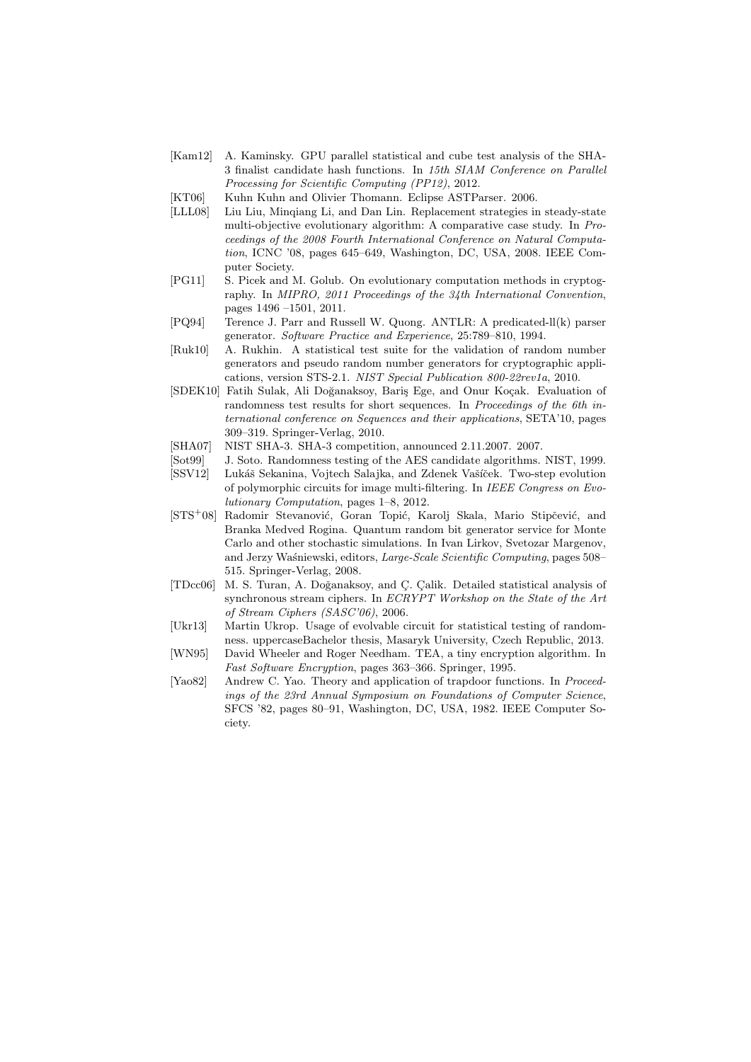[Kam12] A. Kaminsky. GPU parallel statistical and cube test analysis of the SHA-3 finalist candidate hash functions. In *15th SIAM Conference on Parallel Processing for Scientific Computing (PP12)*, 2012.

[KT06] Kuhn Kuhn and Olivier Thomann. Eclipse ASTParser. 2006.

[LLL08] Liu Liu, Minqiang Li, and Dan Lin. Replacement strategies in steady-state multi-objective evolutionary algorithm: A comparative case study. In *Proceedings of the 2008 Fourth International Conference on Natural Computation*, ICNC '08, pages 645–649, Washington, DC, USA, 2008. IEEE Computer Society.

[PG11] S. Picek and M. Golub. On evolutionary computation methods in cryptography. In *MIPRO, 2011 Proceedings of the 34th International Convention*, pages 1496 –1501, 2011.

[PQ94] Terence J. Parr and Russell W. Quong. ANTLR: A predicated-ll(k) parser generator. *Software Practice and Experience*, 25:789–810, 1994.

[Ruk10] A. Rukhin. A statistical test suite for the validation of random number generators and pseudo random number generators for cryptographic applications, version STS-2.1. *NIST Special Publication 800-22rev1a*, 2010.

[SDEK10] Fatih Sulak, Ali Doğanaksoy, Bariş Ege, and Onur Koçak. Evaluation of randomness test results for short sequences. In *Proceedings of the 6th international conference on Sequences and their applications*, SETA'10, pages 309–319. Springer-Verlag, 2010.

[SHA07] NIST SHA-3. SHA-3 competition, announced 2.11.2007. 2007.

[Sot99] J. Soto. Randomness testing of the AES candidate algorithms. NIST, 1999.

[SSV12] Lukáš Sekanina, Vojtech Salajka, and Zdenek Vašíček. Two-step evolution of polymorphic circuits for image multi-filtering. In *IEEE Congress on Evolutionary Computation*, pages 1–8, 2012.

[STS+08] Radomir Stevanović, Goran Topić, Karolj Skala, Mario Stipčević, and Branka Medved Rogina. Quantum random bit generator service for Monte Carlo and other stochastic simulations. In Ivan Lirkov, Svetozar Margenov, and Jerzy Waśniewski, editors, *Large-Scale Scientific Computing*, pages 508–515. Springer-Verlag, 2008.

[TDcc06] M. S. Turan, A. Doğanaksoy, and Ç. Çalik. Detailed statistical analysis of synchronous stream ciphers. In *ECRYPT Workshop on the State of the Art of Stream Ciphers (SASC'06)*, 2006.

[Ukr13] Martin Ukrop. Usage of evolvable circuit for statistical testing of randomness. uppercaseBachelor thesis, Masaryk University, Czech Republic, 2013.

[WN95] David Wheeler and Roger Needham. TEA, a tiny encryption algorithm. In *Fast Software Encryption*, pages 363–366. Springer, 1995.

[Yao82] Andrew C. Yao. Theory and application of trapdoor functions. In *Proceedings of the 23rd Annual Symposium on Foundations of Computer Science*, SFCS '82, pages 80–91, Washington, DC, USA, 1982. IEEE Computer Society.